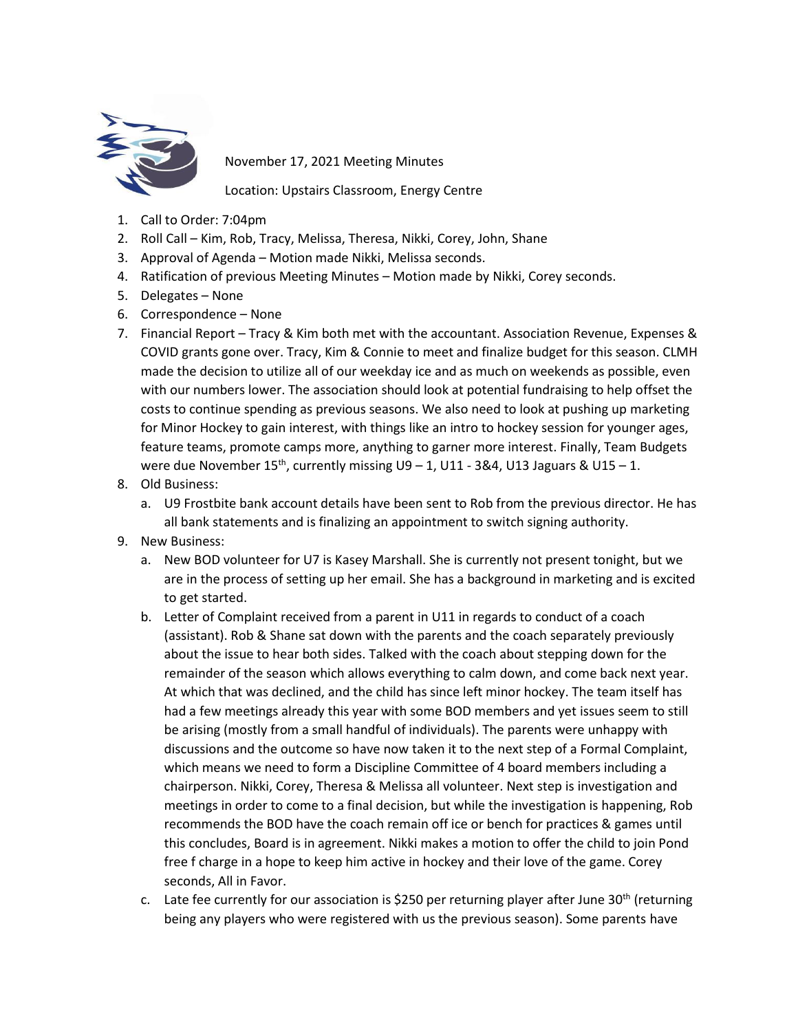November 17, 2021 Meeting Minutes

Location: Upstairs Classroom, Energy Centre

1. Call to Order: 7:04pm
2. Roll Call – Kim, Rob, Tracy, Melissa, Theresa, Nikki, Corey, John, Shane
3. Approval of Agenda – Motion made Nikki, Melissa seconds.
4. Ratification of previous Meeting Minutes – Motion made by Nikki, Corey seconds.
5. Delegates – None
6. Correspondence – None
7. Financial Report – Tracy & Kim both met with the accountant. Association Revenue, Expenses & COVID grants gone over. Tracy, Kim & Connie to meet and finalize budget for this season. CLMH made the decision to utilize all of our weekday ice and as much on weekends as possible, even with our numbers lower. The association should look at potential fundraising to help offset the costs to continue spending as previous seasons. We also need to look at pushing up marketing for Minor Hockey to gain interest, with things like an intro to hockey session for younger ages, feature teams, promote camps more, anything to garner more interest. Finally, Team Budgets were due November 15th, currently missing U9 – 1, U11 - 3&4, U13 Jaguars & U15 – 1.
8. Old Business:
   a. U9 Frostbite bank account details have been sent to Rob from the previous director. He has all bank statements and is finalizing an appointment to switch signing authority.
9. New Business:
   a. New BOD volunteer for U7 is Kasey Marshall. She is currently not present tonight, but we are in the process of setting up her email. She has a background in marketing and is excited to get started.
   b. Letter of Complaint received from a parent in U11 in regards to conduct of a coach (assistant). Rob & Shane sat down with the parents and the coach separately previously about the issue to hear both sides. Talked with the coach about stepping down for the remainder of the season which allows everything to calm down, and come back next year. At which that was declined, and the child has since left minor hockey. The team itself has had a few meetings already this year with some BOD members and yet issues seem to still be arising (mostly from a small handful of individuals). The parents were unhappy with discussions and the outcome so have now taken it to the next step of a Formal Complaint, which means we need to form a Discipline Committee of 4 board members including a chairperson. Nikki, Corey, Theresa & Melissa all volunteer. Next step is investigation and meetings in order to come to a final decision, but while the investigation is happening, Rob recommends the BOD have the coach remain off ice or bench for practices & games until this concludes, Board is in agreement. Nikki makes a motion to offer the child to join Pond free f charge in a hope to keep him active in hockey and their love of the game. Corey seconds, All in Favor.
   c. Late fee currently for our association is $250 per returning player after June 30th (returning being any players who were registered with us the previous season). Some parents have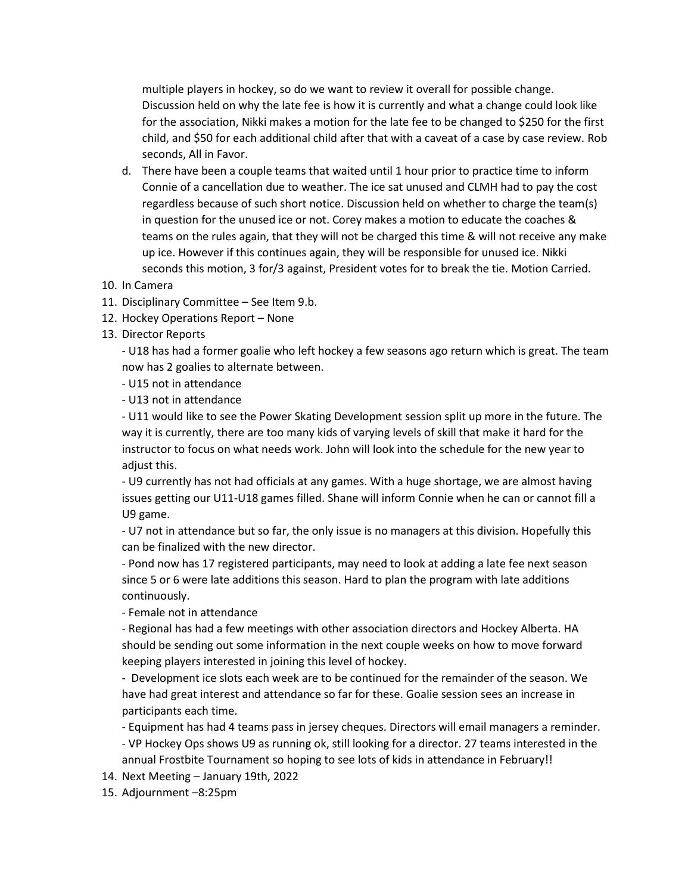multiple players in hockey, so do we want to review it overall for possible change. Discussion held on why the late fee is how it is currently and what a change could look like for the association, Nikki makes a motion for the late fee to be changed to $250 for the first child, and $50 for each additional child after that with a caveat of a case by case review. Rob seconds, All in Favor.

   d. There have been a couple teams that waited until 1 hour prior to practice time to inform Connie of a cancellation due to weather. The ice sat unused and CLMH had to pay the cost regardless because of such short notice. Discussion held on whether to charge the team(s) in question for the unused ice or not. Corey makes a motion to educate the coaches & teams on the rules again, that they will not be charged this time & will not receive any make up ice. However if this continues again, they will be responsible for unused ice. Nikki seconds this motion, 3 for/3 against, President votes for to break the tie. Motion Carried.

10. In Camera
11. Disciplinary Committee – See Item 9.b.
12. Hockey Operations Report – None
13. Director Reports

    - U18 has had a former goalie who left hockey a few seasons ago return which is great. The team now has 2 goalies to alternate between.
    - U15 not in attendance
    - U13 not in attendance
    - U11 would like to see the Power Skating Development session split up more in the future. The way it is currently, there are too many kids of varying levels of skill that make it hard for the instructor to focus on what needs work. John will look into the schedule for the new year to adjust this.
    - U9 currently has not had officials at any games. With a huge shortage, we are almost having issues getting our U11-U18 games filled. Shane will inform Connie when he can or cannot fill a U9 game.
    - U7 not in attendance but so far, the only issue is no managers at this division. Hopefully this can be finalized with the new director.
    - Pond now has 17 registered participants, may need to look at adding a late fee next season since 5 or 6 were late additions this season. Hard to plan the program with late additions continuously.
    - Female not in attendance
    - Regional has had a few meetings with other association directors and Hockey Alberta. HA should be sending out some information in the next couple weeks on how to move forward keeping players interested in joining this level of hockey.
    - Development ice slots each week are to be continued for the remainder of the season. We have had great interest and attendance so far for these. Goalie session sees an increase in participants each time.
    - Equipment has had 4 teams pass in jersey cheques. Directors will email managers a reminder.
    - VP Hockey Ops shows U9 as running ok, still looking for a director. 27 teams interested in the annual Frostbite Tournament so hoping to see lots of kids in attendance in February!!

14. Next Meeting – January 19th, 2022
15. Adjournment –8:25pm